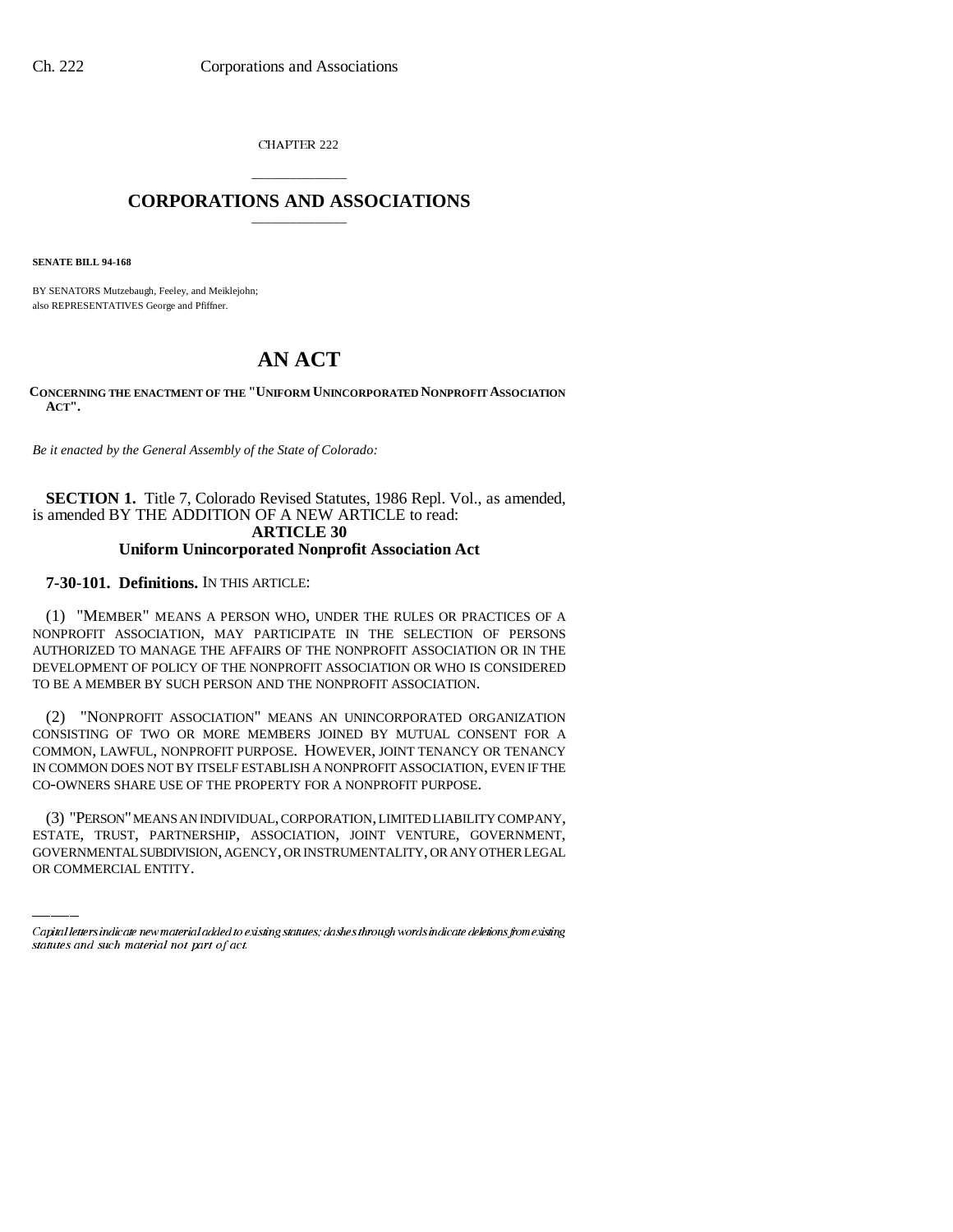CHAPTER 222

# CORPORATIONS AND ASSOCIATIONS

**SENATE BILL 94-168**

BY SENATORS Mutzebaugh, Feeley, and Meiklejohn;
also REPRESENTATIVES George and Pfiffner.

# AN ACT

**CONCERNING THE ENACTMENT OF THE "UNIFORM UNINCORPORATED NONPROFIT ASSOCIATION ACT".**

*Be it enacted by the General Assembly of the State of Colorado:*

**SECTION 1.** Title 7, Colorado Revised Statutes, 1986 Repl. Vol., as amended, is amended BY THE ADDITION OF A NEW ARTICLE to read:

## ARTICLE 30
## Uniform Unincorporated Nonprofit Association Act

**7-30-101. Definitions.** IN THIS ARTICLE:

(1) "MEMBER" MEANS A PERSON WHO, UNDER THE RULES OR PRACTICES OF A NONPROFIT ASSOCIATION, MAY PARTICIPATE IN THE SELECTION OF PERSONS AUTHORIZED TO MANAGE THE AFFAIRS OF THE NONPROFIT ASSOCIATION OR IN THE DEVELOPMENT OF POLICY OF THE NONPROFIT ASSOCIATION OR WHO IS CONSIDERED TO BE A MEMBER BY SUCH PERSON AND THE NONPROFIT ASSOCIATION.

(2) "NONPROFIT ASSOCIATION" MEANS AN UNINCORPORATED ORGANIZATION CONSISTING OF TWO OR MORE MEMBERS JOINED BY MUTUAL CONSENT FOR A COMMON, LAWFUL, NONPROFIT PURPOSE. HOWEVER, JOINT TENANCY OR TENANCY IN COMMON DOES NOT BY ITSELF ESTABLISH A NONPROFIT ASSOCIATION, EVEN IF THE CO-OWNERS SHARE USE OF THE PROPERTY FOR A NONPROFIT PURPOSE.

(3) "PERSON" MEANS AN INDIVIDUAL, CORPORATION, LIMITED LIABILITY COMPANY, ESTATE, TRUST, PARTNERSHIP, ASSOCIATION, JOINT VENTURE, GOVERNMENT, GOVERNMENTAL SUBDIVISION, AGENCY, OR INSTRUMENTALITY, OR ANY OTHER LEGAL OR COMMERCIAL ENTITY.

*Capital letters indicate new material added to existing statutes; dashes through words indicate deletions from existing statutes and such material not part of act.*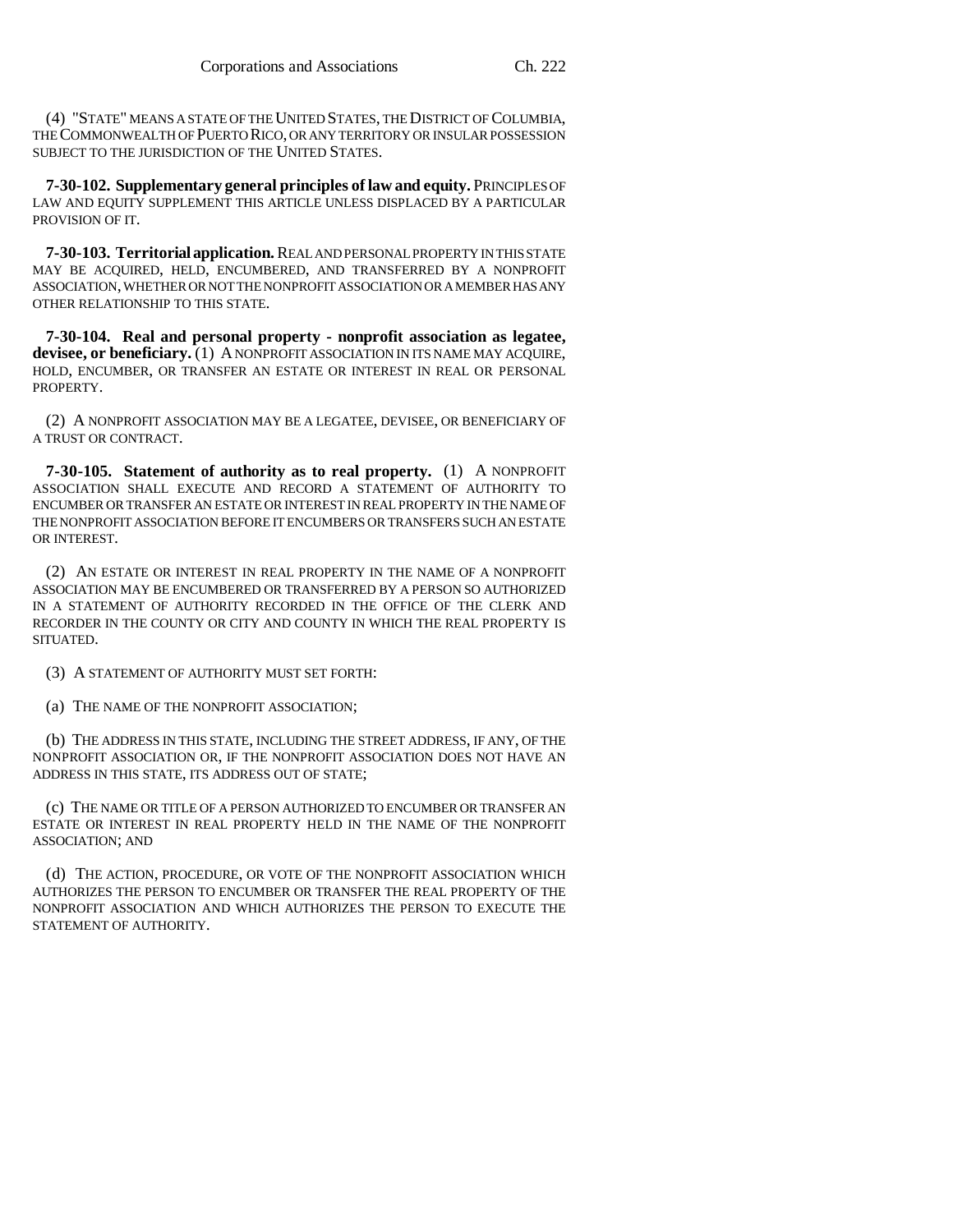(4) "STATE" MEANS A STATE OF THE UNITED STATES, THE DISTRICT OF COLUMBIA, THE COMMONWEALTH OF PUERTO RICO, OR ANY TERRITORY OR INSULAR POSSESSION SUBJECT TO THE JURISDICTION OF THE UNITED STATES.

**7-30-102. Supplementary general principles of law and equity.** PRINCIPLES OF LAW AND EQUITY SUPPLEMENT THIS ARTICLE UNLESS DISPLACED BY A PARTICULAR PROVISION OF IT.

**7-30-103. Territorial application.** REAL AND PERSONAL PROPERTY IN THIS STATE MAY BE ACQUIRED, HELD, ENCUMBERED, AND TRANSFERRED BY A NONPROFIT ASSOCIATION, WHETHER OR NOT THE NONPROFIT ASSOCIATION OR A MEMBER HAS ANY OTHER RELATIONSHIP TO THIS STATE.

**7-30-104. Real and personal property - nonprofit association as legatee, devisee, or beneficiary.** (1) A NONPROFIT ASSOCIATION IN ITS NAME MAY ACQUIRE, HOLD, ENCUMBER, OR TRANSFER AN ESTATE OR INTEREST IN REAL OR PERSONAL PROPERTY.

(2) A NONPROFIT ASSOCIATION MAY BE A LEGATEE, DEVISEE, OR BENEFICIARY OF A TRUST OR CONTRACT.

**7-30-105. Statement of authority as to real property.** (1) A NONPROFIT ASSOCIATION SHALL EXECUTE AND RECORD A STATEMENT OF AUTHORITY TO ENCUMBER OR TRANSFER AN ESTATE OR INTEREST IN REAL PROPERTY IN THE NAME OF THE NONPROFIT ASSOCIATION BEFORE IT ENCUMBERS OR TRANSFERS SUCH AN ESTATE OR INTEREST.

(2) AN ESTATE OR INTEREST IN REAL PROPERTY IN THE NAME OF A NONPROFIT ASSOCIATION MAY BE ENCUMBERED OR TRANSFERRED BY A PERSON SO AUTHORIZED IN A STATEMENT OF AUTHORITY RECORDED IN THE OFFICE OF THE CLERK AND RECORDER IN THE COUNTY OR CITY AND COUNTY IN WHICH THE REAL PROPERTY IS SITUATED.

(3) A STATEMENT OF AUTHORITY MUST SET FORTH:

(a) THE NAME OF THE NONPROFIT ASSOCIATION;

(b) THE ADDRESS IN THIS STATE, INCLUDING THE STREET ADDRESS, IF ANY, OF THE NONPROFIT ASSOCIATION OR, IF THE NONPROFIT ASSOCIATION DOES NOT HAVE AN ADDRESS IN THIS STATE, ITS ADDRESS OUT OF STATE;

(c) THE NAME OR TITLE OF A PERSON AUTHORIZED TO ENCUMBER OR TRANSFER AN ESTATE OR INTEREST IN REAL PROPERTY HELD IN THE NAME OF THE NONPROFIT ASSOCIATION; AND

(d) THE ACTION, PROCEDURE, OR VOTE OF THE NONPROFIT ASSOCIATION WHICH AUTHORIZES THE PERSON TO ENCUMBER OR TRANSFER THE REAL PROPERTY OF THE NONPROFIT ASSOCIATION AND WHICH AUTHORIZES THE PERSON TO EXECUTE THE STATEMENT OF AUTHORITY.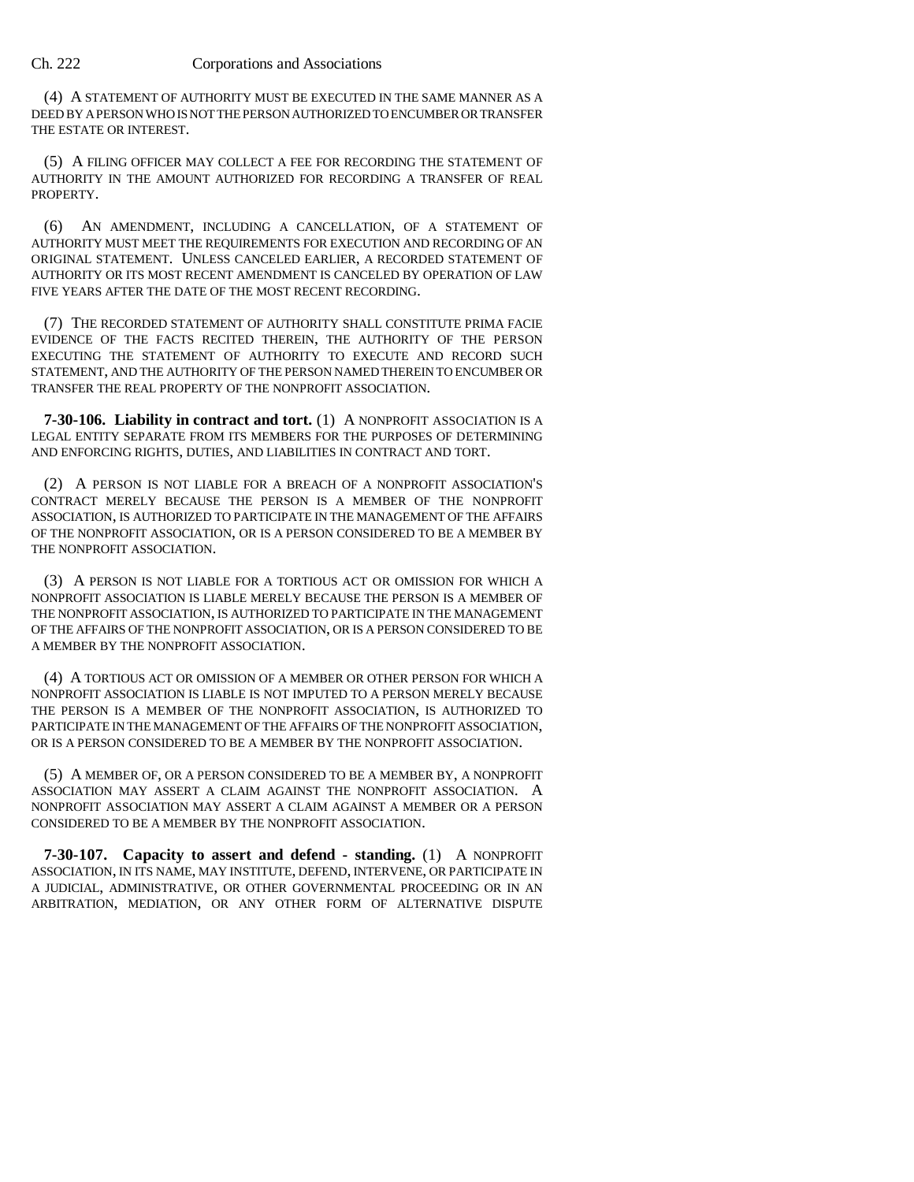(4) A STATEMENT OF AUTHORITY MUST BE EXECUTED IN THE SAME MANNER AS A DEED BY A PERSON WHO IS NOT THE PERSON AUTHORIZED TO ENCUMBER OR TRANSFER THE ESTATE OR INTEREST.

(5) A FILING OFFICER MAY COLLECT A FEE FOR RECORDING THE STATEMENT OF AUTHORITY IN THE AMOUNT AUTHORIZED FOR RECORDING A TRANSFER OF REAL PROPERTY.

(6) AN AMENDMENT, INCLUDING A CANCELLATION, OF A STATEMENT OF AUTHORITY MUST MEET THE REQUIREMENTS FOR EXECUTION AND RECORDING OF AN ORIGINAL STATEMENT. UNLESS CANCELED EARLIER, A RECORDED STATEMENT OF AUTHORITY OR ITS MOST RECENT AMENDMENT IS CANCELED BY OPERATION OF LAW FIVE YEARS AFTER THE DATE OF THE MOST RECENT RECORDING.

(7) THE RECORDED STATEMENT OF AUTHORITY SHALL CONSTITUTE PRIMA FACIE EVIDENCE OF THE FACTS RECITED THEREIN, THE AUTHORITY OF THE PERSON EXECUTING THE STATEMENT OF AUTHORITY TO EXECUTE AND RECORD SUCH STATEMENT, AND THE AUTHORITY OF THE PERSON NAMED THEREIN TO ENCUMBER OR TRANSFER THE REAL PROPERTY OF THE NONPROFIT ASSOCIATION.

**7-30-106. Liability in contract and tort.** (1) A NONPROFIT ASSOCIATION IS A LEGAL ENTITY SEPARATE FROM ITS MEMBERS FOR THE PURPOSES OF DETERMINING AND ENFORCING RIGHTS, DUTIES, AND LIABILITIES IN CONTRACT AND TORT.

(2) A PERSON IS NOT LIABLE FOR A BREACH OF A NONPROFIT ASSOCIATION'S CONTRACT MERELY BECAUSE THE PERSON IS A MEMBER OF THE NONPROFIT ASSOCIATION, IS AUTHORIZED TO PARTICIPATE IN THE MANAGEMENT OF THE AFFAIRS OF THE NONPROFIT ASSOCIATION, OR IS A PERSON CONSIDERED TO BE A MEMBER BY THE NONPROFIT ASSOCIATION.

(3) A PERSON IS NOT LIABLE FOR A TORTIOUS ACT OR OMISSION FOR WHICH A NONPROFIT ASSOCIATION IS LIABLE MERELY BECAUSE THE PERSON IS A MEMBER OF THE NONPROFIT ASSOCIATION, IS AUTHORIZED TO PARTICIPATE IN THE MANAGEMENT OF THE AFFAIRS OF THE NONPROFIT ASSOCIATION, OR IS A PERSON CONSIDERED TO BE A MEMBER BY THE NONPROFIT ASSOCIATION.

(4) A TORTIOUS ACT OR OMISSION OF A MEMBER OR OTHER PERSON FOR WHICH A NONPROFIT ASSOCIATION IS LIABLE IS NOT IMPUTED TO A PERSON MERELY BECAUSE THE PERSON IS A MEMBER OF THE NONPROFIT ASSOCIATION, IS AUTHORIZED TO PARTICIPATE IN THE MANAGEMENT OF THE AFFAIRS OF THE NONPROFIT ASSOCIATION, OR IS A PERSON CONSIDERED TO BE A MEMBER BY THE NONPROFIT ASSOCIATION.

(5) A MEMBER OF, OR A PERSON CONSIDERED TO BE A MEMBER BY, A NONPROFIT ASSOCIATION MAY ASSERT A CLAIM AGAINST THE NONPROFIT ASSOCIATION. A NONPROFIT ASSOCIATION MAY ASSERT A CLAIM AGAINST A MEMBER OR A PERSON CONSIDERED TO BE A MEMBER BY THE NONPROFIT ASSOCIATION.

**7-30-107. Capacity to assert and defend - standing.** (1) A NONPROFIT ASSOCIATION, IN ITS NAME, MAY INSTITUTE, DEFEND, INTERVENE, OR PARTICIPATE IN A JUDICIAL, ADMINISTRATIVE, OR OTHER GOVERNMENTAL PROCEEDING OR IN AN ARBITRATION, MEDIATION, OR ANY OTHER FORM OF ALTERNATIVE DISPUTE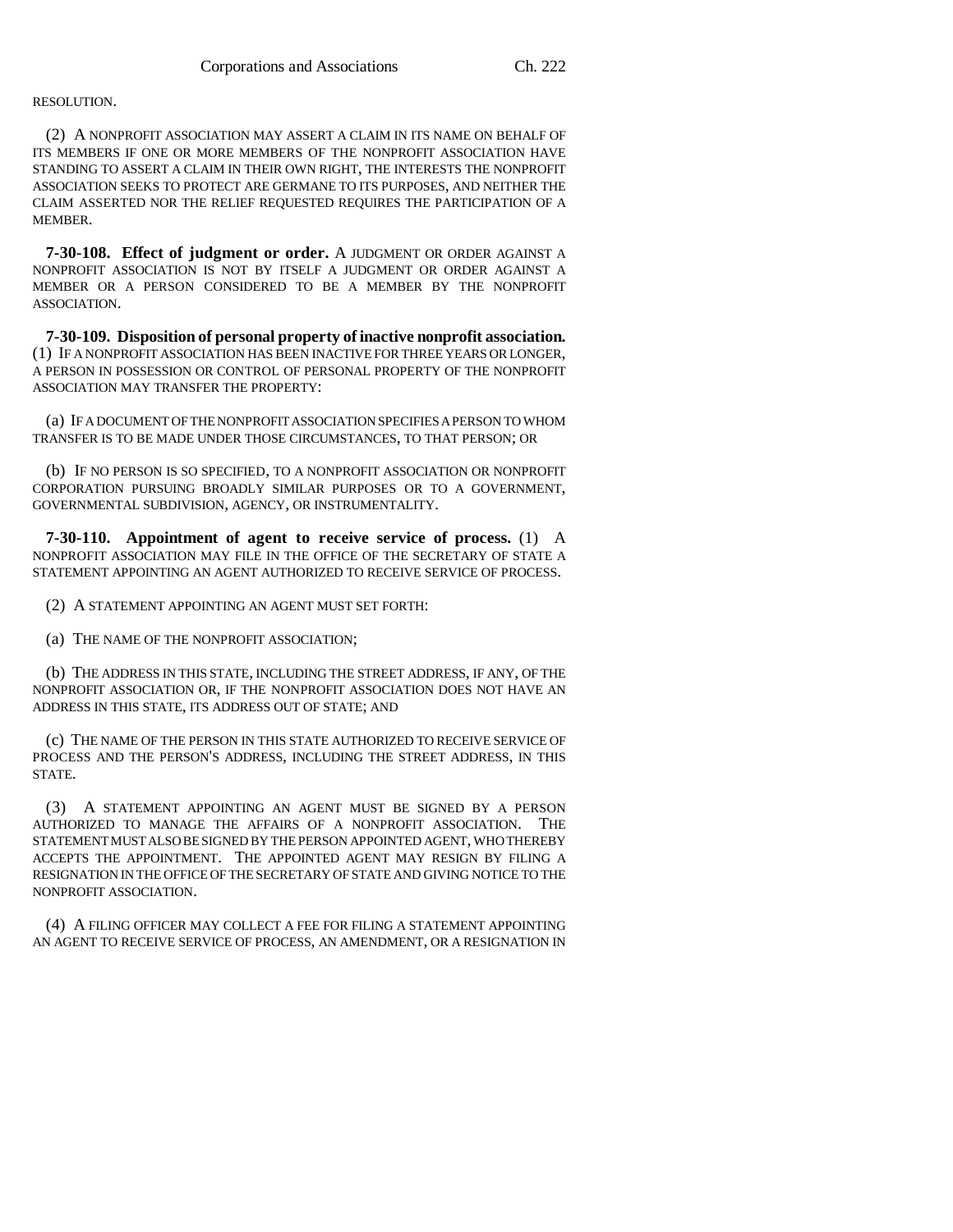RESOLUTION.

(2) A NONPROFIT ASSOCIATION MAY ASSERT A CLAIM IN ITS NAME ON BEHALF OF ITS MEMBERS IF ONE OR MORE MEMBERS OF THE NONPROFIT ASSOCIATION HAVE STANDING TO ASSERT A CLAIM IN THEIR OWN RIGHT, THE INTERESTS THE NONPROFIT ASSOCIATION SEEKS TO PROTECT ARE GERMANE TO ITS PURPOSES, AND NEITHER THE CLAIM ASSERTED NOR THE RELIEF REQUESTED REQUIRES THE PARTICIPATION OF A MEMBER.

**7-30-108. Effect of judgment or order.** A JUDGMENT OR ORDER AGAINST A NONPROFIT ASSOCIATION IS NOT BY ITSELF A JUDGMENT OR ORDER AGAINST A MEMBER OR A PERSON CONSIDERED TO BE A MEMBER BY THE NONPROFIT ASSOCIATION.

**7-30-109. Disposition of personal property of inactive nonprofit association.** (1) IF A NONPROFIT ASSOCIATION HAS BEEN INACTIVE FOR THREE YEARS OR LONGER, A PERSON IN POSSESSION OR CONTROL OF PERSONAL PROPERTY OF THE NONPROFIT ASSOCIATION MAY TRANSFER THE PROPERTY:

(a) IF A DOCUMENT OF THE NONPROFIT ASSOCIATION SPECIFIES A PERSON TO WHOM TRANSFER IS TO BE MADE UNDER THOSE CIRCUMSTANCES, TO THAT PERSON; OR

(b) IF NO PERSON IS SO SPECIFIED, TO A NONPROFIT ASSOCIATION OR NONPROFIT CORPORATION PURSUING BROADLY SIMILAR PURPOSES OR TO A GOVERNMENT, GOVERNMENTAL SUBDIVISION, AGENCY, OR INSTRUMENTALITY.

**7-30-110. Appointment of agent to receive service of process.** (1) A NONPROFIT ASSOCIATION MAY FILE IN THE OFFICE OF THE SECRETARY OF STATE A STATEMENT APPOINTING AN AGENT AUTHORIZED TO RECEIVE SERVICE OF PROCESS.

(2) A STATEMENT APPOINTING AN AGENT MUST SET FORTH:

(a) THE NAME OF THE NONPROFIT ASSOCIATION;

(b) THE ADDRESS IN THIS STATE, INCLUDING THE STREET ADDRESS, IF ANY, OF THE NONPROFIT ASSOCIATION OR, IF THE NONPROFIT ASSOCIATION DOES NOT HAVE AN ADDRESS IN THIS STATE, ITS ADDRESS OUT OF STATE; AND

(c) THE NAME OF THE PERSON IN THIS STATE AUTHORIZED TO RECEIVE SERVICE OF PROCESS AND THE PERSON'S ADDRESS, INCLUDING THE STREET ADDRESS, IN THIS STATE.

(3) A STATEMENT APPOINTING AN AGENT MUST BE SIGNED BY A PERSON AUTHORIZED TO MANAGE THE AFFAIRS OF A NONPROFIT ASSOCIATION. THE STATEMENT MUST ALSO BE SIGNED BY THE PERSON APPOINTED AGENT, WHO THEREBY ACCEPTS THE APPOINTMENT. THE APPOINTED AGENT MAY RESIGN BY FILING A RESIGNATION IN THE OFFICE OF THE SECRETARY OF STATE AND GIVING NOTICE TO THE NONPROFIT ASSOCIATION.

(4) A FILING OFFICER MAY COLLECT A FEE FOR FILING A STATEMENT APPOINTING AN AGENT TO RECEIVE SERVICE OF PROCESS, AN AMENDMENT, OR A RESIGNATION IN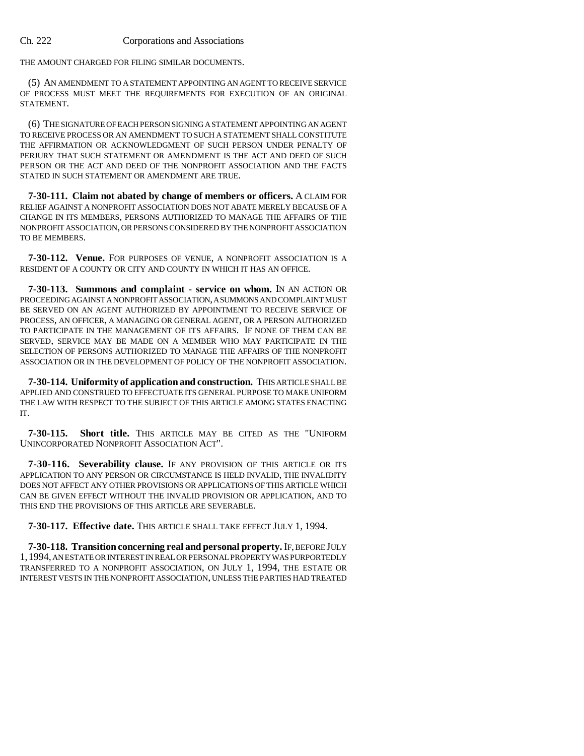THE AMOUNT CHARGED FOR FILING SIMILAR DOCUMENTS.

(5) AN AMENDMENT TO A STATEMENT APPOINTING AN AGENT TO RECEIVE SERVICE OF PROCESS MUST MEET THE REQUIREMENTS FOR EXECUTION OF AN ORIGINAL STATEMENT.

(6) THE SIGNATURE OF EACH PERSON SIGNING A STATEMENT APPOINTING AN AGENT TO RECEIVE PROCESS OR AN AMENDMENT TO SUCH A STATEMENT SHALL CONSTITUTE THE AFFIRMATION OR ACKNOWLEDGMENT OF SUCH PERSON UNDER PENALTY OF PERJURY THAT SUCH STATEMENT OR AMENDMENT IS THE ACT AND DEED OF SUCH PERSON OR THE ACT AND DEED OF THE NONPROFIT ASSOCIATION AND THE FACTS STATED IN SUCH STATEMENT OR AMENDMENT ARE TRUE.

**7-30-111. Claim not abated by change of members or officers.** A CLAIM FOR RELIEF AGAINST A NONPROFIT ASSOCIATION DOES NOT ABATE MERELY BECAUSE OF A CHANGE IN ITS MEMBERS, PERSONS AUTHORIZED TO MANAGE THE AFFAIRS OF THE NONPROFIT ASSOCIATION, OR PERSONS CONSIDERED BY THE NONPROFIT ASSOCIATION TO BE MEMBERS.

**7-30-112. Venue.** FOR PURPOSES OF VENUE, A NONPROFIT ASSOCIATION IS A RESIDENT OF A COUNTY OR CITY AND COUNTY IN WHICH IT HAS AN OFFICE.

**7-30-113. Summons and complaint - service on whom.** IN AN ACTION OR PROCEEDING AGAINST A NONPROFIT ASSOCIATION, A SUMMONS AND COMPLAINT MUST BE SERVED ON AN AGENT AUTHORIZED BY APPOINTMENT TO RECEIVE SERVICE OF PROCESS, AN OFFICER, A MANAGING OR GENERAL AGENT, OR A PERSON AUTHORIZED TO PARTICIPATE IN THE MANAGEMENT OF ITS AFFAIRS. IF NONE OF THEM CAN BE SERVED, SERVICE MAY BE MADE ON A MEMBER WHO MAY PARTICIPATE IN THE SELECTION OF PERSONS AUTHORIZED TO MANAGE THE AFFAIRS OF THE NONPROFIT ASSOCIATION OR IN THE DEVELOPMENT OF POLICY OF THE NONPROFIT ASSOCIATION.

**7-30-114. Uniformity of application and construction.** THIS ARTICLE SHALL BE APPLIED AND CONSTRUED TO EFFECTUATE ITS GENERAL PURPOSE TO MAKE UNIFORM THE LAW WITH RESPECT TO THE SUBJECT OF THIS ARTICLE AMONG STATES ENACTING IT.

**7-30-115. Short title.** THIS ARTICLE MAY BE CITED AS THE "UNIFORM UNINCORPORATED NONPROFIT ASSOCIATION ACT".

**7-30-116. Severability clause.** IF ANY PROVISION OF THIS ARTICLE OR ITS APPLICATION TO ANY PERSON OR CIRCUMSTANCE IS HELD INVALID, THE INVALIDITY DOES NOT AFFECT ANY OTHER PROVISIONS OR APPLICATIONS OF THIS ARTICLE WHICH CAN BE GIVEN EFFECT WITHOUT THE INVALID PROVISION OR APPLICATION, AND TO THIS END THE PROVISIONS OF THIS ARTICLE ARE SEVERABLE.

**7-30-117. Effective date.** THIS ARTICLE SHALL TAKE EFFECT JULY 1, 1994.

**7-30-118. Transition concerning real and personal property.** IF, BEFORE JULY 1, 1994, AN ESTATE OR INTEREST IN REAL OR PERSONAL PROPERTY WAS PURPORTEDLY TRANSFERRED TO A NONPROFIT ASSOCIATION, ON JULY 1, 1994, THE ESTATE OR INTEREST VESTS IN THE NONPROFIT ASSOCIATION, UNLESS THE PARTIES HAD TREATED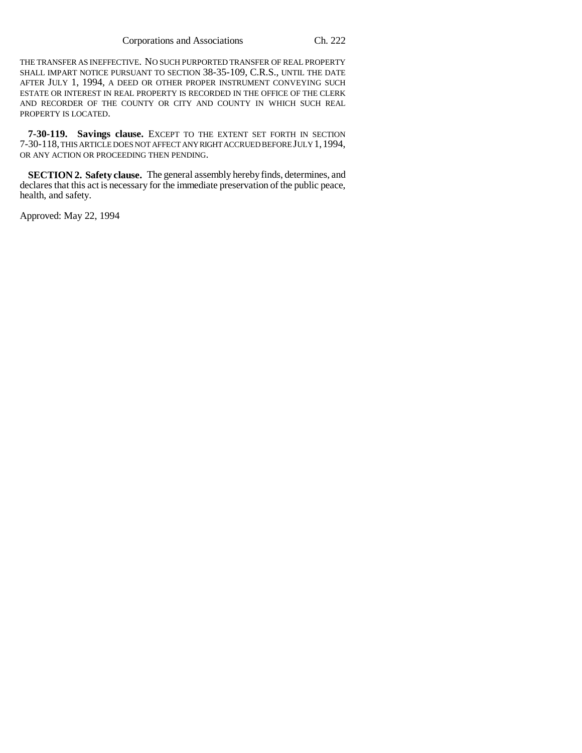THE TRANSFER AS INEFFECTIVE. NO SUCH PURPORTED TRANSFER OF REAL PROPERTY SHALL IMPART NOTICE PURSUANT TO SECTION 38-35-109, C.R.S., UNTIL THE DATE AFTER JULY 1, 1994, A DEED OR OTHER PROPER INSTRUMENT CONVEYING SUCH ESTATE OR INTEREST IN REAL PROPERTY IS RECORDED IN THE OFFICE OF THE CLERK AND RECORDER OF THE COUNTY OR CITY AND COUNTY IN WHICH SUCH REAL PROPERTY IS LOCATED.

**7-30-119. Savings clause.** EXCEPT TO THE EXTENT SET FORTH IN SECTION 7-30-118, THIS ARTICLE DOES NOT AFFECT ANY RIGHT ACCRUED BEFORE JULY 1, 1994, OR ANY ACTION OR PROCEEDING THEN PENDING.

**SECTION 2. Safety clause.** The general assembly hereby finds, determines, and declares that this act is necessary for the immediate preservation of the public peace, health, and safety.

Approved: May 22, 1994